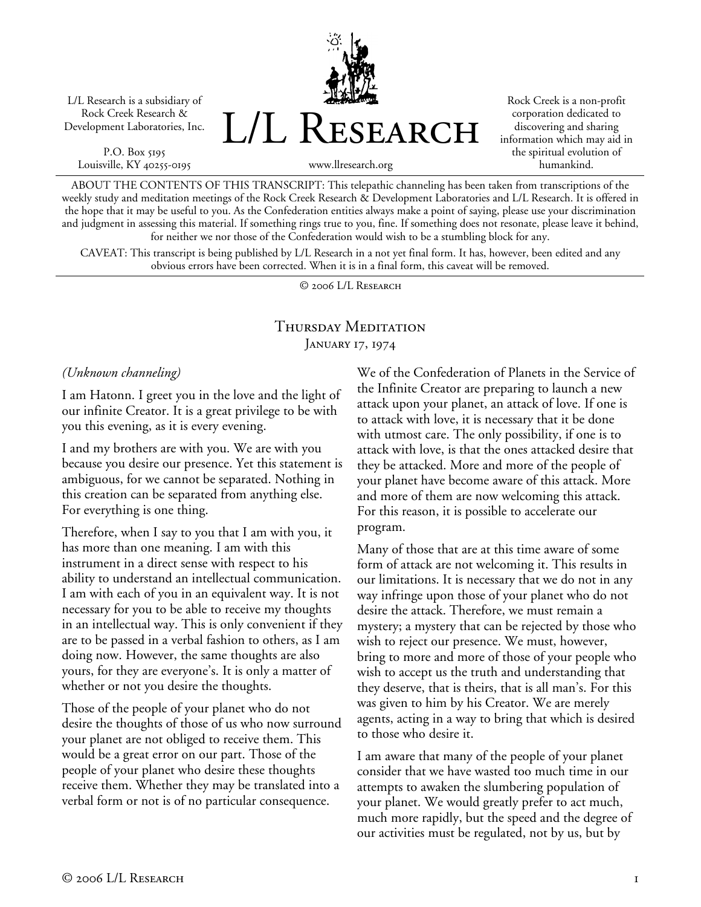L/L Research is a subsidiary of Rock Creek Research & Development Laboratories, Inc.

P.O. Box 5195
Louisville, KY 40255-0195

# L/L Research

www.llresearch.org

Rock Creek is a non-profit corporation dedicated to discovering and sharing information which may aid in the spiritual evolution of humankind.

ABOUT THE CONTENTS OF THIS TRANSCRIPT: This telepathic channeling has been taken from transcriptions of the weekly study and meditation meetings of the Rock Creek Research & Development Laboratories and L/L Research. It is offered in the hope that it may be useful to you. As the Confederation entities always make a point of saying, please use your discrimination and judgment in assessing this material. If something rings true to you, fine. If something does not resonate, please leave it behind, for neither we nor those of the Confederation would wish to be a stumbling block for any.

CAVEAT: This transcript is being published by L/L Research in a not yet final form. It has, however, been edited and any obvious errors have been corrected. When it is in a final form, this caveat will be removed.

© 2006 L/L Research

## Thursday Meditation
### January 17, 1974

*(Unknown channeling)*

I am Hatonn. I greet you in the love and the light of our infinite Creator. It is a great privilege to be with you this evening, as it is every evening.

I and my brothers are with you. We are with you because you desire our presence. Yet this statement is ambiguous, for we cannot be separated. Nothing in this creation can be separated from anything else. For everything is one thing.

Therefore, when I say to you that I am with you, it has more than one meaning. I am with this instrument in a direct sense with respect to his ability to understand an intellectual communication. I am with each of you in an equivalent way. It is not necessary for you to be able to receive my thoughts in an intellectual way. This is only convenient if they are to be passed in a verbal fashion to others, as I am doing now. However, the same thoughts are also yours, for they are everyone's. It is only a matter of whether or not you desire the thoughts.

Those of the people of your planet who do not desire the thoughts of those of us who now surround your planet are not obliged to receive them. This would be a great error on our part. Those of the people of your planet who desire these thoughts receive them. Whether they may be translated into a verbal form or not is of no particular consequence.

We of the Confederation of Planets in the Service of the Infinite Creator are preparing to launch a new attack upon your planet, an attack of love. If one is to attack with love, it is necessary that it be done with utmost care. The only possibility, if one is to attack with love, is that the ones attacked desire that they be attacked. More and more of the people of your planet have become aware of this attack. More and more of them are now welcoming this attack. For this reason, it is possible to accelerate our program.

Many of those that are at this time aware of some form of attack are not welcoming it. This results in our limitations. It is necessary that we do not in any way infringe upon those of your planet who do not desire the attack. Therefore, we must remain a mystery; a mystery that can be rejected by those who wish to reject our presence. We must, however, bring to more and more of those of your people who wish to accept us the truth and understanding that they deserve, that is theirs, that is all man's. For this was given to him by his Creator. We are merely agents, acting in a way to bring that which is desired to those who desire it.

I am aware that many of the people of your planet consider that we have wasted too much time in our attempts to awaken the slumbering population of your planet. We would greatly prefer to act much, much more rapidly, but the speed and the degree of our activities must be regulated, not by us, but by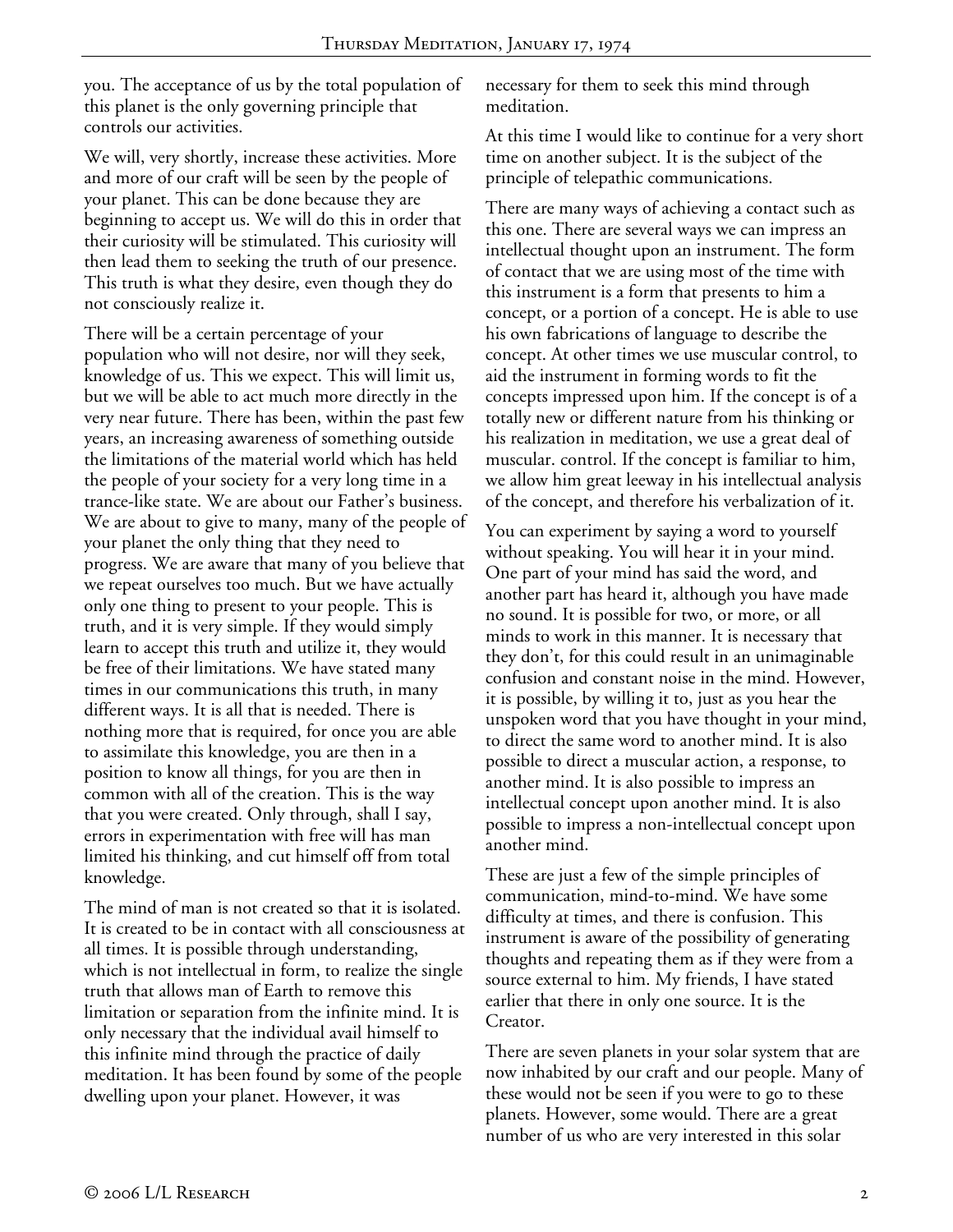you. The acceptance of us by the total population of this planet is the only governing principle that controls our activities.

We will, very shortly, increase these activities. More and more of our craft will be seen by the people of your planet. This can be done because they are beginning to accept us. We will do this in order that their curiosity will be stimulated. This curiosity will then lead them to seeking the truth of our presence. This truth is what they desire, even though they do not consciously realize it.

There will be a certain percentage of your population who will not desire, nor will they seek, knowledge of us. This we expect. This will limit us, but we will be able to act much more directly in the very near future. There has been, within the past few years, an increasing awareness of something outside the limitations of the material world which has held the people of your society for a very long time in a trance-like state. We are about our Father's business. We are about to give to many, many of the people of your planet the only thing that they need to progress. We are aware that many of you believe that we repeat ourselves too much. But we have actually only one thing to present to your people. This is truth, and it is very simple. If they would simply learn to accept this truth and utilize it, they would be free of their limitations. We have stated many times in our communications this truth, in many different ways. It is all that is needed. There is nothing more that is required, for once you are able to assimilate this knowledge, you are then in a position to know all things, for you are then in common with all of the creation. This is the way that you were created. Only through, shall I say, errors in experimentation with free will has man limited his thinking, and cut himself off from total knowledge.

The mind of man is not created so that it is isolated. It is created to be in contact with all consciousness at all times. It is possible through understanding, which is not intellectual in form, to realize the single truth that allows man of Earth to remove this limitation or separation from the infinite mind. It is only necessary that the individual avail himself to this infinite mind through the practice of daily meditation. It has been found by some of the people dwelling upon your planet. However, it was necessary for them to seek this mind through meditation.

At this time I would like to continue for a very short time on another subject. It is the subject of the principle of telepathic communications.

There are many ways of achieving a contact such as this one. There are several ways we can impress an intellectual thought upon an instrument. The form of contact that we are using most of the time with this instrument is a form that presents to him a concept, or a portion of a concept. He is able to use his own fabrications of language to describe the concept. At other times we use muscular control, to aid the instrument in forming words to fit the concepts impressed upon him. If the concept is of a totally new or different nature from his thinking or his realization in meditation, we use a great deal of muscular. control. If the concept is familiar to him, we allow him great leeway in his intellectual analysis of the concept, and therefore his verbalization of it.

You can experiment by saying a word to yourself without speaking. You will hear it in your mind. One part of your mind has said the word, and another part has heard it, although you have made no sound. It is possible for two, or more, or all minds to work in this manner. It is necessary that they don't, for this could result in an unimaginable confusion and constant noise in the mind. However, it is possible, by willing it to, just as you hear the unspoken word that you have thought in your mind, to direct the same word to another mind. It is also possible to direct a muscular action, a response, to another mind. It is also possible to impress an intellectual concept upon another mind. It is also possible to impress a non-intellectual concept upon another mind.

These are just a few of the simple principles of communication, mind-to-mind. We have some difficulty at times, and there is confusion. This instrument is aware of the possibility of generating thoughts and repeating them as if they were from a source external to him. My friends, I have stated earlier that there in only one source. It is the Creator.

There are seven planets in your solar system that are now inhabited by our craft and our people. Many of these would not be seen if you were to go to these planets. However, some would. There are a great number of us who are very interested in this solar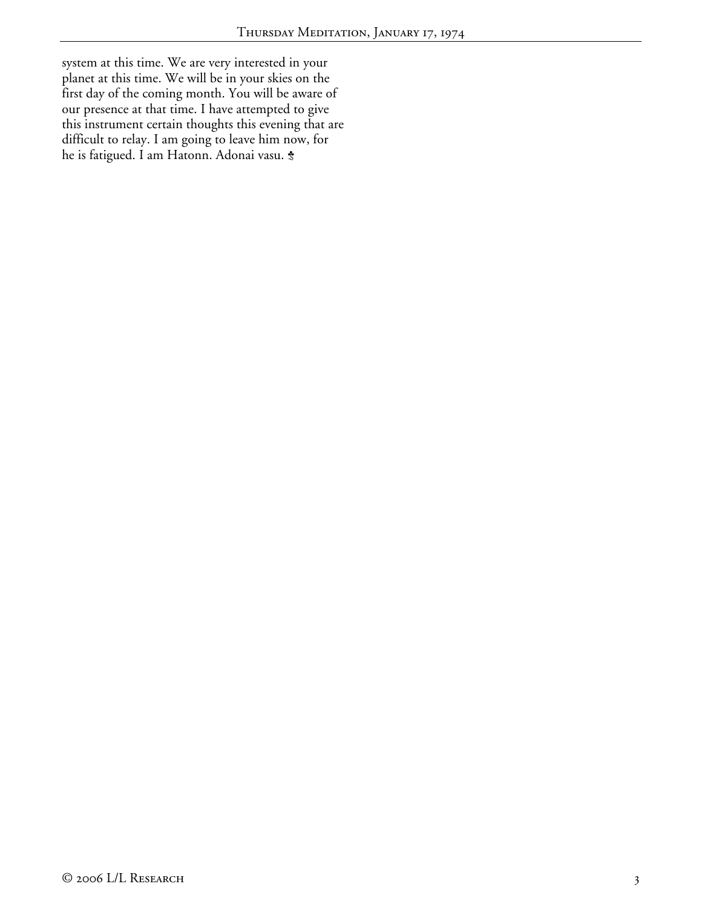system at this time. We are very interested in your planet at this time. We will be in your skies on the first day of the coming month. You will be aware of our presence at that time. I have attempted to give this instrument certain thoughts this evening that are difficult to relay. I am going to leave him now, for he is fatigued. I am Hatonn. Adonai vasu.